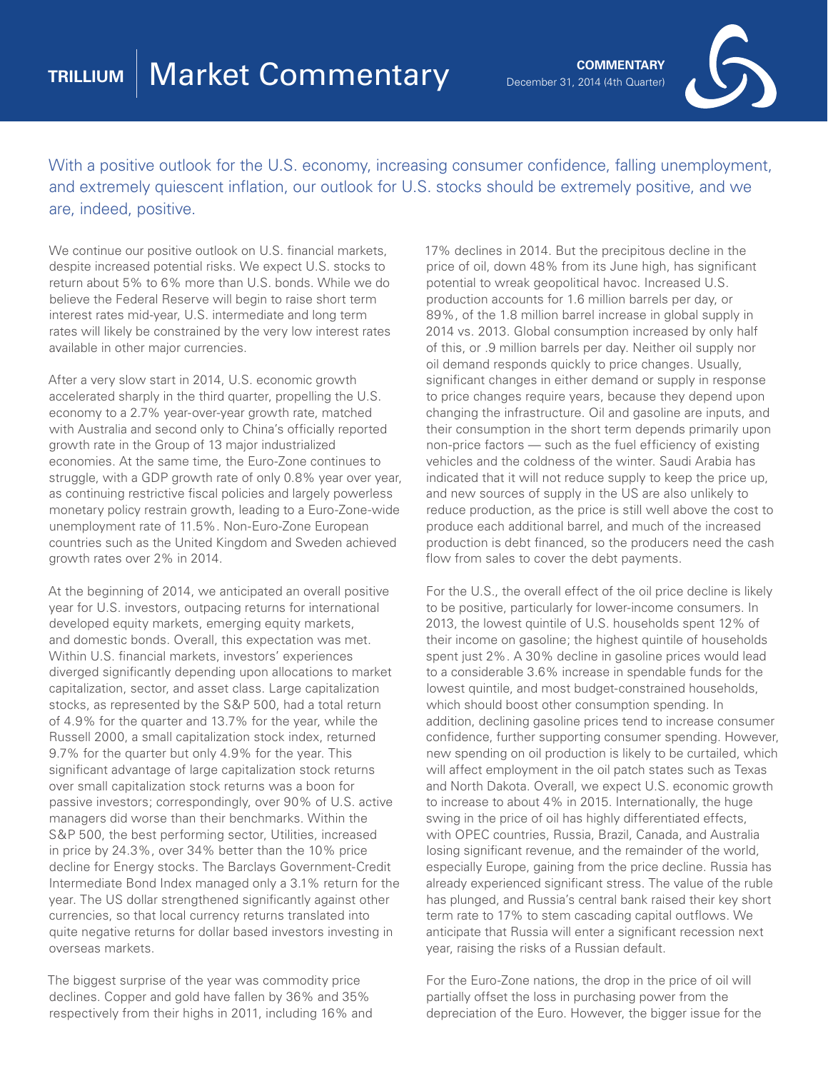# TRILLIUM | Market Commentary

**COMMENTARY**
December 31, 2014 (4th Quarter)

With a positive outlook for the U.S. economy, increasing consumer confidence, falling unemployment, and extremely quiescent inflation, our outlook for U.S. stocks should be extremely positive, and we are, indeed, positive.

We continue our positive outlook on U.S. financial markets, despite increased potential risks. We expect U.S. stocks to return about 5% to 6% more than U.S. bonds. While we do believe the Federal Reserve will begin to raise short term interest rates mid-year, U.S. intermediate and long term rates will likely be constrained by the very low interest rates available in other major currencies.

After a very slow start in 2014, U.S. economic growth accelerated sharply in the third quarter, propelling the U.S. economy to a 2.7% year-over-year growth rate, matched with Australia and second only to China's officially reported growth rate in the Group of 13 major industrialized economies. At the same time, the Euro-Zone continues to struggle, with a GDP growth rate of only 0.8% year over year, as continuing restrictive fiscal policies and largely powerless monetary policy restrain growth, leading to a Euro-Zone-wide unemployment rate of 11.5%. Non-Euro-Zone European countries such as the United Kingdom and Sweden achieved growth rates over 2% in 2014.

At the beginning of 2014, we anticipated an overall positive year for U.S. investors, outpacing returns for international developed equity markets, emerging equity markets, and domestic bonds. Overall, this expectation was met. Within U.S. financial markets, investors' experiences diverged significantly depending upon allocations to market capitalization, sector, and asset class. Large capitalization stocks, as represented by the S&P 500, had a total return of 4.9% for the quarter and 13.7% for the year, while the Russell 2000, a small capitalization stock index, returned 9.7% for the quarter but only 4.9% for the year. This significant advantage of large capitalization stock returns over small capitalization stock returns was a boon for passive investors; correspondingly, over 90% of U.S. active managers did worse than their benchmarks. Within the S&P 500, the best performing sector, Utilities, increased in price by 24.3%, over 34% better than the 10% price decline for Energy stocks. The Barclays Government-Credit Intermediate Bond Index managed only a 3.1% return for the year. The US dollar strengthened significantly against other currencies, so that local currency returns translated into quite negative returns for dollar based investors investing in overseas markets.

The biggest surprise of the year was commodity price declines. Copper and gold have fallen by 36% and 35% respectively from their highs in 2011, including 16% and 17% declines in 2014. But the precipitous decline in the price of oil, down 48% from its June high, has significant potential to wreak geopolitical havoc. Increased U.S. production accounts for 1.6 million barrels per day, or 89%, of the 1.8 million barrel increase in global supply in 2014 vs. 2013. Global consumption increased by only half of this, or .9 million barrels per day. Neither oil supply nor oil demand responds quickly to price changes. Usually, significant changes in either demand or supply in response to price changes require years, because they depend upon changing the infrastructure. Oil and gasoline are inputs, and their consumption in the short term depends primarily upon non-price factors — such as the fuel efficiency of existing vehicles and the coldness of the winter. Saudi Arabia has indicated that it will not reduce supply to keep the price up, and new sources of supply in the US are also unlikely to reduce production, as the price is still well above the cost to produce each additional barrel, and much of the increased production is debt financed, so the producers need the cash flow from sales to cover the debt payments.

For the U.S., the overall effect of the oil price decline is likely to be positive, particularly for lower-income consumers. In 2013, the lowest quintile of U.S. households spent 12% of their income on gasoline; the highest quintile of households spent just 2%. A 30% decline in gasoline prices would lead to a considerable 3.6% increase in spendable funds for the lowest quintile, and most budget-constrained households, which should boost other consumption spending. In addition, declining gasoline prices tend to increase consumer confidence, further supporting consumer spending. However, new spending on oil production is likely to be curtailed, which will affect employment in the oil patch states such as Texas and North Dakota. Overall, we expect U.S. economic growth to increase to about 4% in 2015. Internationally, the huge swing in the price of oil has highly differentiated effects, with OPEC countries, Russia, Brazil, Canada, and Australia losing significant revenue, and the remainder of the world, especially Europe, gaining from the price decline. Russia has already experienced significant stress. The value of the ruble has plunged, and Russia's central bank raised their key short term rate to 17% to stem cascading capital outflows. We anticipate that Russia will enter a significant recession next year, raising the risks of a Russian default.

For the Euro-Zone nations, the drop in the price of oil will partially offset the loss in purchasing power from the depreciation of the Euro. However, the bigger issue for the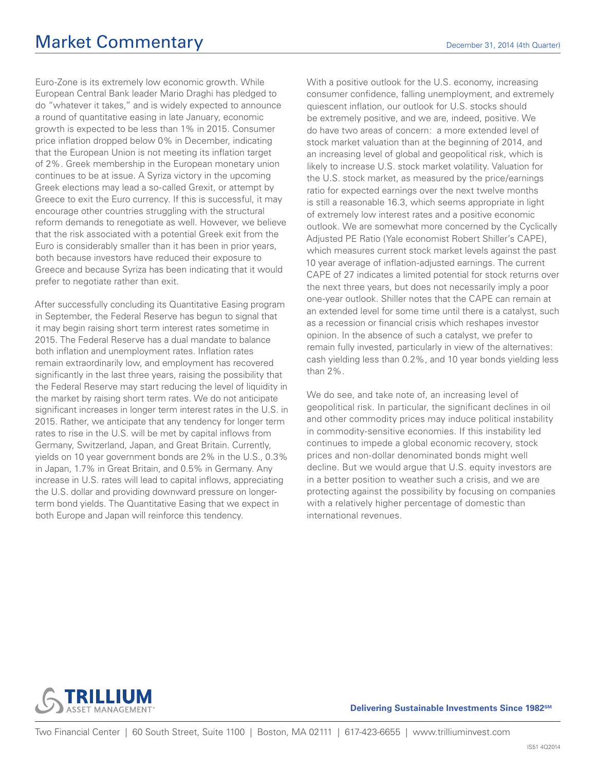Euro-Zone is its extremely low economic growth. While European Central Bank leader Mario Draghi has pledged to do "whatever it takes," and is widely expected to announce a round of quantitative easing in late January, economic growth is expected to be less than 1% in 2015. Consumer price inflation dropped below 0% in December, indicating that the European Union is not meeting its inflation target of 2%. Greek membership in the European monetary union continues to be at issue. A Syriza victory in the upcoming Greek elections may lead a so-called Grexit, or attempt by Greece to exit the Euro currency. If this is successful, it may encourage other countries struggling with the structural reform demands to renegotiate as well. However, we believe that the risk associated with a potential Greek exit from the Euro is considerably smaller than it has been in prior years, both because investors have reduced their exposure to Greece and because Syriza has been indicating that it would prefer to negotiate rather than exit.

After successfully concluding its Quantitative Easing program in September, the Federal Reserve has begun to signal that it may begin raising short term interest rates sometime in 2015. The Federal Reserve has a dual mandate to balance both inflation and unemployment rates. Inflation rates remain extraordinarily low, and employment has recovered significantly in the last three years, raising the possibility that the Federal Reserve may start reducing the level of liquidity in the market by raising short term rates. We do not anticipate significant increases in longer term interest rates in the U.S. in 2015. Rather, we anticipate that any tendency for longer term rates to rise in the U.S. will be met by capital inflows from Germany, Switzerland, Japan, and Great Britain. Currently, yields on 10 year government bonds are 2% in the U.S., 0.3% in Japan, 1.7% in Great Britain, and 0.5% in Germany. Any increase in U.S. rates will lead to capital inflows, appreciating the U.S. dollar and providing downward pressure on longer-term bond yields. The Quantitative Easing that we expect in both Europe and Japan will reinforce this tendency.

With a positive outlook for the U.S. economy, increasing consumer confidence, falling unemployment, and extremely quiescent inflation, our outlook for U.S. stocks should be extremely positive, and we are, indeed, positive. We do have two areas of concern: a more extended level of stock market valuation than at the beginning of 2014, and an increasing level of global and geopolitical risk, which is likely to increase U.S. stock market volatility. Valuation for the U.S. stock market, as measured by the price/earnings ratio for expected earnings over the next twelve months is still a reasonable 16.3, which seems appropriate in light of extremely low interest rates and a positive economic outlook. We are somewhat more concerned by the Cyclically Adjusted PE Ratio (Yale economist Robert Shiller's CAPE), which measures current stock market levels against the past 10 year average of inflation-adjusted earnings. The current CAPE of 27 indicates a limited potential for stock returns over the next three years, but does not necessarily imply a poor one-year outlook. Shiller notes that the CAPE can remain at an extended level for some time until there is a catalyst, such as a recession or financial crisis which reshapes investor opinion. In the absence of such a catalyst, we prefer to remain fully invested, particularly in view of the alternatives: cash yielding less than 0.2%, and 10 year bonds yielding less than 2%.

We do see, and take note of, an increasing level of geopolitical risk. In particular, the significant declines in oil and other commodity prices may induce political instability in commodity-sensitive economies. If this instability led continues to impede a global economic recovery, stock prices and non-dollar denominated bonds might well decline. But we would argue that U.S. equity investors are in a better position to weather such a crisis, and we are protecting against the possibility by focusing on companies with a relatively higher percentage of domestic than international revenues.